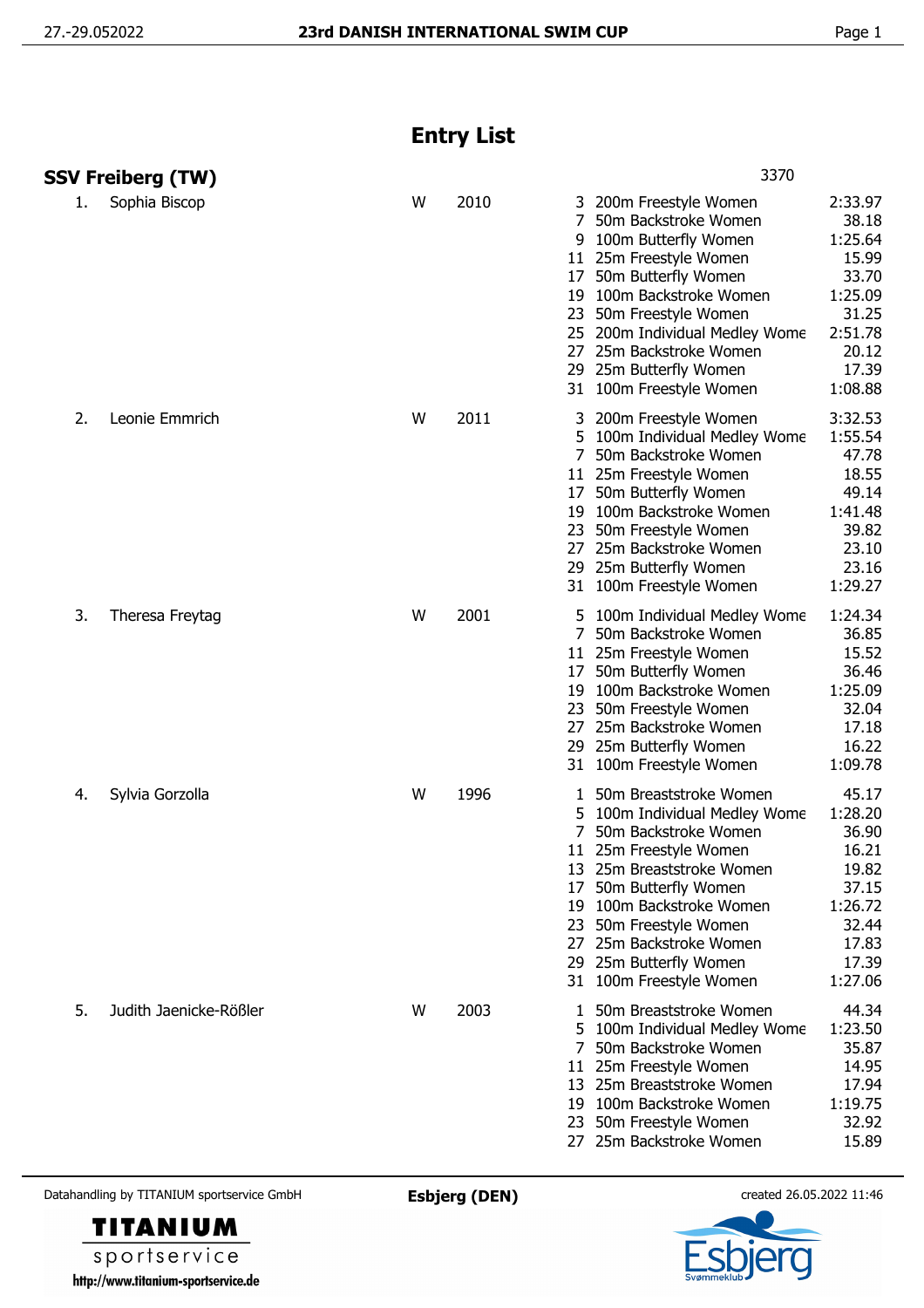# Entry List

## SSV Freiberg (TW)

3370

| No. | Name | Sex | Year | Event | Event Name | Entry Time |
|---|---|---|---|---|---|---|
| 1. | Sophia Biscop | W | 2010 | 3 | 200m Freestyle Women | 2:33.97 |
| | | | | 7 | 50m Backstroke Women | 38.18 |
| | | | | 9 | 100m Butterfly Women | 1:25.64 |
| | | | | 11 | 25m Freestyle Women | 15.99 |
| | | | | 17 | 50m Butterfly Women | 33.70 |
| | | | | 19 | 100m Backstroke Women | 1:25.09 |
| | | | | 23 | 50m Freestyle Women | 31.25 |
| | | | | 25 | 200m Individual Medley Wome | 2:51.78 |
| | | | | 27 | 25m Backstroke Women | 20.12 |
| | | | | 29 | 25m Butterfly Women | 17.39 |
| | | | | 31 | 100m Freestyle Women | 1:08.88 |
| 2. | Leonie Emmrich | W | 2011 | 3 | 200m Freestyle Women | 3:32.53 |
| | | | | 5 | 100m Individual Medley Wome | 1:55.54 |
| | | | | 7 | 50m Backstroke Women | 47.78 |
| | | | | 11 | 25m Freestyle Women | 18.55 |
| | | | | 17 | 50m Butterfly Women | 49.14 |
| | | | | 19 | 100m Backstroke Women | 1:41.48 |
| | | | | 23 | 50m Freestyle Women | 39.82 |
| | | | | 27 | 25m Backstroke Women | 23.10 |
| | | | | 29 | 25m Butterfly Women | 23.16 |
| | | | | 31 | 100m Freestyle Women | 1:29.27 |
| 3. | Theresa Freytag | W | 2001 | 5 | 100m Individual Medley Wome | 1:24.34 |
| | | | | 7 | 50m Backstroke Women | 36.85 |
| | | | | 11 | 25m Freestyle Women | 15.52 |
| | | | | 17 | 50m Butterfly Women | 36.46 |
| | | | | 19 | 100m Backstroke Women | 1:25.09 |
| | | | | 23 | 50m Freestyle Women | 32.04 |
| | | | | 27 | 25m Backstroke Women | 17.18 |
| | | | | 29 | 25m Butterfly Women | 16.22 |
| | | | | 31 | 100m Freestyle Women | 1:09.78 |
| 4. | Sylvia Gorzolla | W | 1996 | 1 | 50m Breaststroke Women | 45.17 |
| | | | | 5 | 100m Individual Medley Wome | 1:28.20 |
| | | | | 7 | 50m Backstroke Women | 36.90 |
| | | | | 11 | 25m Freestyle Women | 16.21 |
| | | | | 13 | 25m Breaststroke Women | 19.82 |
| | | | | 17 | 50m Butterfly Women | 37.15 |
| | | | | 19 | 100m Backstroke Women | 1:26.72 |
| | | | | 23 | 50m Freestyle Women | 32.44 |
| | | | | 27 | 25m Backstroke Women | 17.83 |
| | | | | 29 | 25m Butterfly Women | 17.39 |
| | | | | 31 | 100m Freestyle Women | 1:27.06 |
| 5. | Judith Jaenicke-Rößler | W | 2003 | 1 | 50m Breaststroke Women | 44.34 |
| | | | | 5 | 100m Individual Medley Wome | 1:23.50 |
| | | | | 7 | 50m Backstroke Women | 35.87 |
| | | | | 11 | 25m Freestyle Women | 14.95 |
| | | | | 13 | 25m Breaststroke Women | 17.94 |
| | | | | 19 | 100m Backstroke Women | 1:19.75 |
| | | | | 23 | 50m Freestyle Women | 32.92 |
| | | | | 27 | 25m Backstroke Women | 15.89 |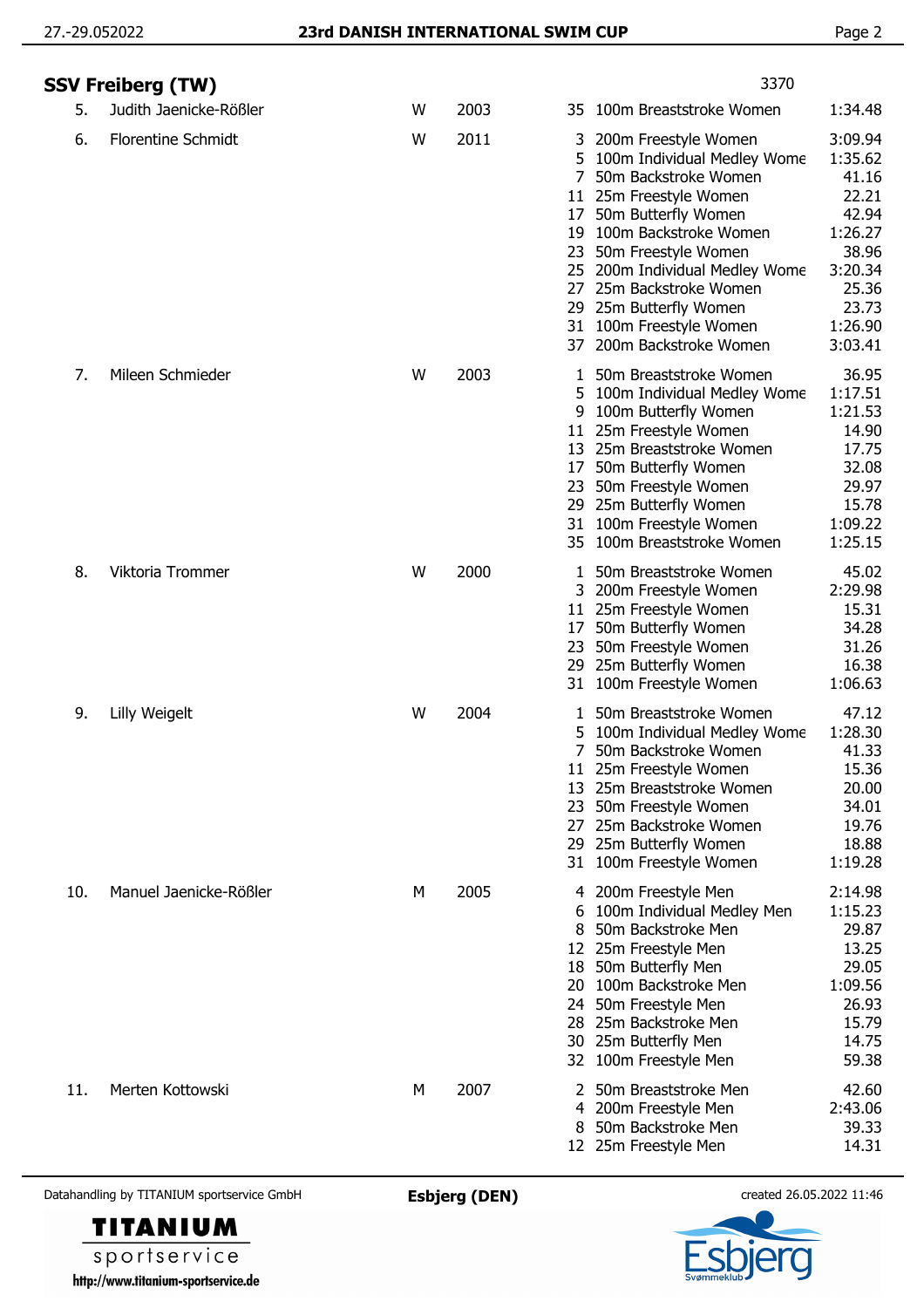## SSV Freiberg (TW)

3370

| No. | Name | Sex | Year | Event No. | Event | Time |
|---|---|---|---|---|---|---|
| 5. | Judith Jaenicke-Rößler | W | 2003 | 35 | 100m Breaststroke Women | 1:34.48 |
| 6. | Florentine Schmidt | W | 2011 | 3 | 200m Freestyle Women | 3:09.94 |
| | | | | 5 | 100m Individual Medley Wome | 1:35.62 |
| | | | | 7 | 50m Backstroke Women | 41.16 |
| | | | | 11 | 25m Freestyle Women | 22.21 |
| | | | | 17 | 50m Butterfly Women | 42.94 |
| | | | | 19 | 100m Backstroke Women | 1:26.27 |
| | | | | 23 | 50m Freestyle Women | 38.96 |
| | | | | 25 | 200m Individual Medley Wome | 3:20.34 |
| | | | | 27 | 25m Backstroke Women | 25.36 |
| | | | | 29 | 25m Butterfly Women | 23.73 |
| | | | | 31 | 100m Freestyle Women | 1:26.90 |
| | | | | 37 | 200m Backstroke Women | 3:03.41 |
| 7. | Mileen Schmieder | W | 2003 | 1 | 50m Breaststroke Women | 36.95 |
| | | | | 5 | 100m Individual Medley Wome | 1:17.51 |
| | | | | 9 | 100m Butterfly Women | 1:21.53 |
| | | | | 11 | 25m Freestyle Women | 14.90 |
| | | | | 13 | 25m Breaststroke Women | 17.75 |
| | | | | 17 | 50m Butterfly Women | 32.08 |
| | | | | 23 | 50m Freestyle Women | 29.97 |
| | | | | 29 | 25m Butterfly Women | 15.78 |
| | | | | 31 | 100m Freestyle Women | 1:09.22 |
| | | | | 35 | 100m Breaststroke Women | 1:25.15 |
| 8. | Viktoria Trommer | W | 2000 | 1 | 50m Breaststroke Women | 45.02 |
| | | | | 3 | 200m Freestyle Women | 2:29.98 |
| | | | | 11 | 25m Freestyle Women | 15.31 |
| | | | | 17 | 50m Butterfly Women | 34.28 |
| | | | | 23 | 50m Freestyle Women | 31.26 |
| | | | | 29 | 25m Butterfly Women | 16.38 |
| | | | | 31 | 100m Freestyle Women | 1:06.63 |
| 9. | Lilly Weigelt | W | 2004 | 1 | 50m Breaststroke Women | 47.12 |
| | | | | 5 | 100m Individual Medley Wome | 1:28.30 |
| | | | | 7 | 50m Backstroke Women | 41.33 |
| | | | | 11 | 25m Freestyle Women | 15.36 |
| | | | | 13 | 25m Breaststroke Women | 20.00 |
| | | | | 23 | 50m Freestyle Women | 34.01 |
| | | | | 27 | 25m Backstroke Women | 19.76 |
| | | | | 29 | 25m Butterfly Women | 18.88 |
| | | | | 31 | 100m Freestyle Women | 1:19.28 |
| 10. | Manuel Jaenicke-Rößler | M | 2005 | 4 | 200m Freestyle Men | 2:14.98 |
| | | | | 6 | 100m Individual Medley Men | 1:15.23 |
| | | | | 8 | 50m Backstroke Men | 29.87 |
| | | | | 12 | 25m Freestyle Men | 13.25 |
| | | | | 18 | 50m Butterfly Men | 29.05 |
| | | | | 20 | 100m Backstroke Men | 1:09.56 |
| | | | | 24 | 50m Freestyle Men | 26.93 |
| | | | | 28 | 25m Backstroke Men | 15.79 |
| | | | | 30 | 25m Butterfly Men | 14.75 |
| | | | | 32 | 100m Freestyle Men | 59.38 |
| 11. | Merten Kottowski | M | 2007 | 2 | 50m Breaststroke Men | 42.60 |
| | | | | 4 | 200m Freestyle Men | 2:43.06 |
| | | | | 8 | 50m Backstroke Men | 39.33 |
| | | | | 12 | 25m Freestyle Men | 14.31 |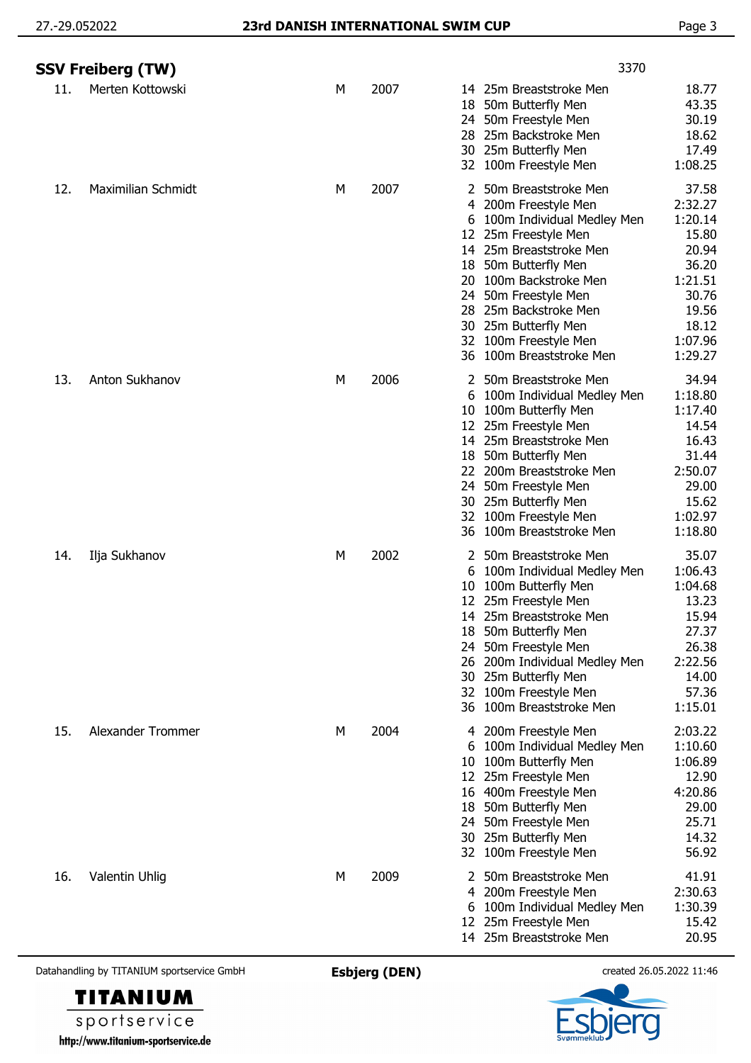## SSV Freiberg (TW)

3370

| No. | Name | Sex | Year | Event No. | Event | Time |
|---|---|---|---|---|---|---|
| 11. | Merten Kottowski | M | 2007 | 14 | 25m Breaststroke Men | 18.77 |
| | | | | 18 | 50m Butterfly Men | 43.35 |
| | | | | 24 | 50m Freestyle Men | 30.19 |
| | | | | 28 | 25m Backstroke Men | 18.62 |
| | | | | 30 | 25m Butterfly Men | 17.49 |
| | | | | 32 | 100m Freestyle Men | 1:08.25 |
| 12. | Maximilian Schmidt | M | 2007 | 2 | 50m Breaststroke Men | 37.58 |
| | | | | 4 | 200m Freestyle Men | 2:32.27 |
| | | | | 6 | 100m Individual Medley Men | 1:20.14 |
| | | | | 12 | 25m Freestyle Men | 15.80 |
| | | | | 14 | 25m Breaststroke Men | 20.94 |
| | | | | 18 | 50m Butterfly Men | 36.20 |
| | | | | 20 | 100m Backstroke Men | 1:21.51 |
| | | | | 24 | 50m Freestyle Men | 30.76 |
| | | | | 28 | 25m Backstroke Men | 19.56 |
| | | | | 30 | 25m Butterfly Men | 18.12 |
| | | | | 32 | 100m Freestyle Men | 1:07.96 |
| | | | | 36 | 100m Breaststroke Men | 1:29.27 |
| 13. | Anton Sukhanov | M | 2006 | 2 | 50m Breaststroke Men | 34.94 |
| | | | | 6 | 100m Individual Medley Men | 1:18.80 |
| | | | | 10 | 100m Butterfly Men | 1:17.40 |
| | | | | 12 | 25m Freestyle Men | 14.54 |
| | | | | 14 | 25m Breaststroke Men | 16.43 |
| | | | | 18 | 50m Butterfly Men | 31.44 |
| | | | | 22 | 200m Breaststroke Men | 2:50.07 |
| | | | | 24 | 50m Freestyle Men | 29.00 |
| | | | | 30 | 25m Butterfly Men | 15.62 |
| | | | | 32 | 100m Freestyle Men | 1:02.97 |
| | | | | 36 | 100m Breaststroke Men | 1:18.80 |
| 14. | Ilja Sukhanov | M | 2002 | 2 | 50m Breaststroke Men | 35.07 |
| | | | | 6 | 100m Individual Medley Men | 1:06.43 |
| | | | | 10 | 100m Butterfly Men | 1:04.68 |
| | | | | 12 | 25m Freestyle Men | 13.23 |
| | | | | 14 | 25m Breaststroke Men | 15.94 |
| | | | | 18 | 50m Butterfly Men | 27.37 |
| | | | | 24 | 50m Freestyle Men | 26.38 |
| | | | | 26 | 200m Individual Medley Men | 2:22.56 |
| | | | | 30 | 25m Butterfly Men | 14.00 |
| | | | | 32 | 100m Freestyle Men | 57.36 |
| | | | | 36 | 100m Breaststroke Men | 1:15.01 |
| 15. | Alexander Trommer | M | 2004 | 4 | 200m Freestyle Men | 2:03.22 |
| | | | | 6 | 100m Individual Medley Men | 1:10.60 |
| | | | | 10 | 100m Butterfly Men | 1:06.89 |
| | | | | 12 | 25m Freestyle Men | 12.90 |
| | | | | 16 | 400m Freestyle Men | 4:20.86 |
| | | | | 18 | 50m Butterfly Men | 29.00 |
| | | | | 24 | 50m Freestyle Men | 25.71 |
| | | | | 30 | 25m Butterfly Men | 14.32 |
| | | | | 32 | 100m Freestyle Men | 56.92 |
| 16. | Valentin Uhlig | M | 2009 | 2 | 50m Breaststroke Men | 41.91 |
| | | | | 4 | 200m Freestyle Men | 2:30.63 |
| | | | | 6 | 100m Individual Medley Men | 1:30.39 |
| | | | | 12 | 25m Freestyle Men | 15.42 |
| | | | | 14 | 25m Breaststroke Men | 20.95 |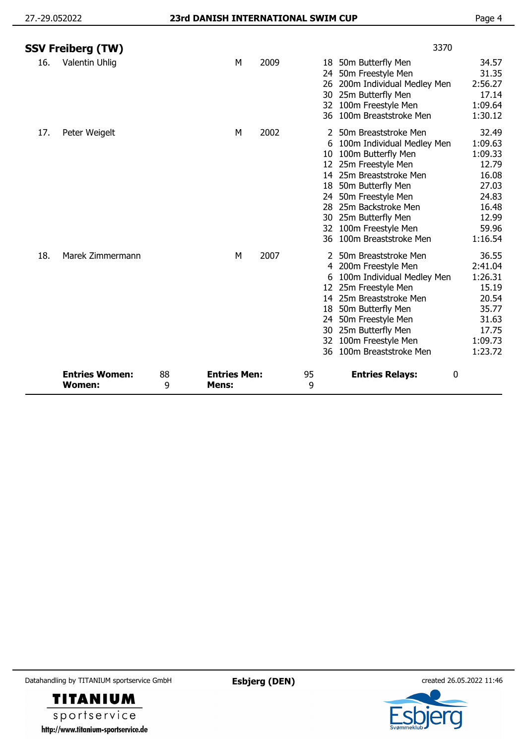## SSV Freiberg (TW)

3370

| | | | | | | |
|---|---|---|---|---|---|---|
| 16. | Valentin Uhlig | M | 2009 | 18 | 50m Butterfly Men | 34.57 |
| | | | | 24 | 50m Freestyle Men | 31.35 |
| | | | | 26 | 200m Individual Medley Men | 2:56.27 |
| | | | | 30 | 25m Butterfly Men | 17.14 |
| | | | | 32 | 100m Freestyle Men | 1:09.64 |
| | | | | 36 | 100m Breaststroke Men | 1:30.12 |
| 17. | Peter Weigelt | M | 2002 | 2 | 50m Breaststroke Men | 32.49 |
| | | | | 6 | 100m Individual Medley Men | 1:09.63 |
| | | | | 10 | 100m Butterfly Men | 1:09.33 |
| | | | | 12 | 25m Freestyle Men | 12.79 |
| | | | | 14 | 25m Breaststroke Men | 16.08 |
| | | | | 18 | 50m Butterfly Men | 27.03 |
| | | | | 24 | 50m Freestyle Men | 24.83 |
| | | | | 28 | 25m Backstroke Men | 16.48 |
| | | | | 30 | 25m Butterfly Men | 12.99 |
| | | | | 32 | 100m Freestyle Men | 59.96 |
| | | | | 36 | 100m Breaststroke Men | 1:16.54 |
| 18. | Marek Zimmermann | M | 2007 | 2 | 50m Breaststroke Men | 36.55 |
| | | | | 4 | 200m Freestyle Men | 2:41.04 |
| | | | | 6 | 100m Individual Medley Men | 1:26.31 |
| | | | | 12 | 25m Freestyle Men | 15.19 |
| | | | | 14 | 25m Breaststroke Men | 20.54 |
| | | | | 18 | 50m Butterfly Men | 35.77 |
| | | | | 24 | 50m Freestyle Men | 31.63 |
| | | | | 30 | 25m Butterfly Men | 17.75 |
| | | | | 32 | 100m Freestyle Men | 1:09.73 |
| | | | | 36 | 100m Breaststroke Men | 1:23.72 |

| | | | | | |
|---|---|---|---|---|---|
| **Entries Women:** | 88 | **Entries Men:** | 95 | **Entries Relays:** | 0 |
| **Women:** | 9 | **Mens:** | 9 | | |